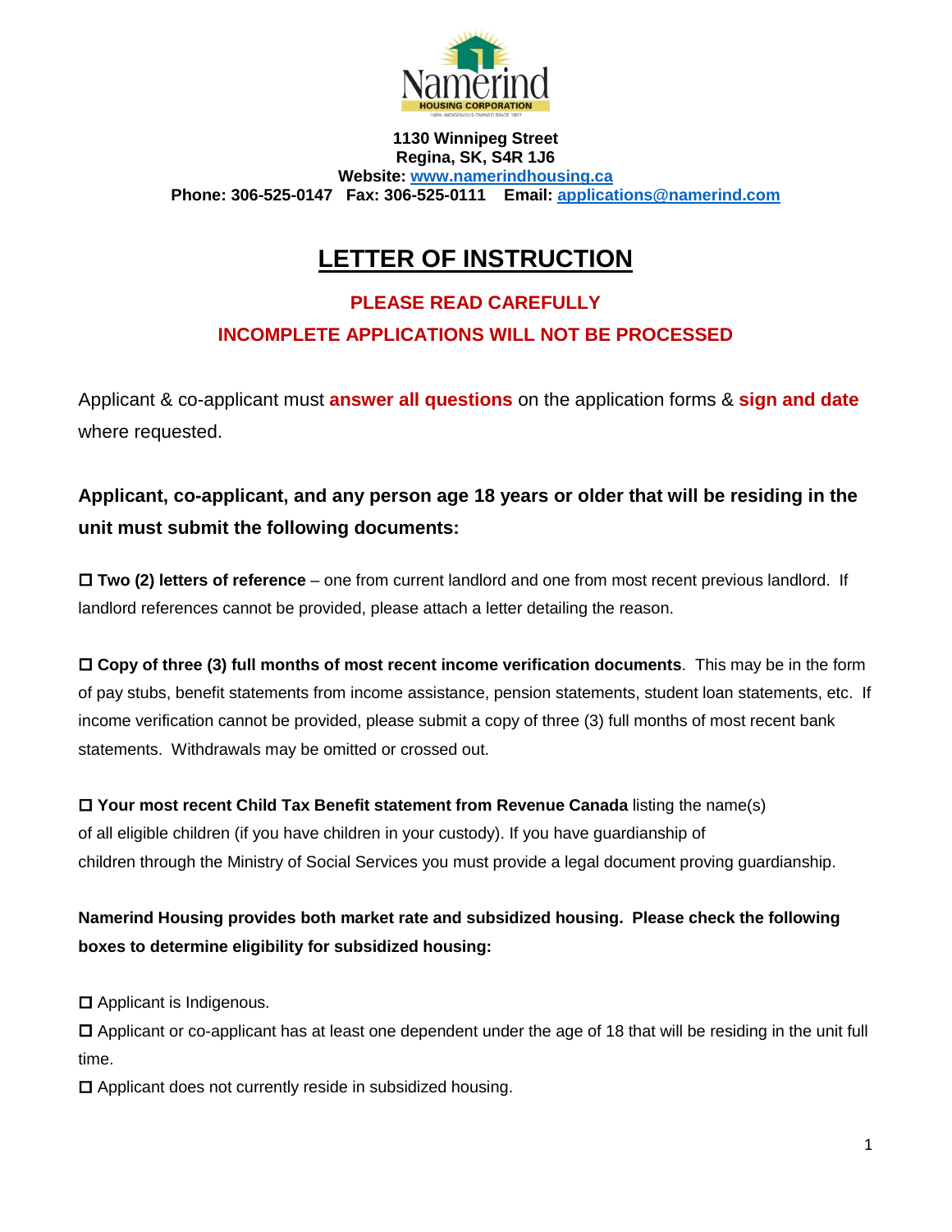**1130 Winnipeg Street**
**Regina, SK, S4R 1J6**
**Website: [www.namerindhousing.ca](http://www.namerindhousing.ca)**
**Phone: 306-525-0147 Fax: 306-525-0111 Email: [applications@namerind.com](mailto:applications@namerind.com)**

# LETTER OF INSTRUCTION

**PLEASE READ CAREFULLY**

**INCOMPLETE APPLICATIONS WILL NOT BE PROCESSED**

Applicant & co-applicant must **answer all questions** on the application forms & **sign and date** where requested.

**Applicant, co-applicant, and any person age 18 years or older that will be residing in the unit must submit the following documents:**

☐ **Two (2) letters of reference** – one from current landlord and one from most recent previous landlord. If landlord references cannot be provided, please attach a letter detailing the reason.

☐ **Copy of three (3) full months of most recent income verification documents**. This may be in the form of pay stubs, benefit statements from income assistance, pension statements, student loan statements, etc. If income verification cannot be provided, please submit a copy of three (3) full months of most recent bank statements. Withdrawals may be omitted or crossed out.

☐ **Your most recent Child Tax Benefit statement from Revenue Canada** listing the name(s) of all eligible children (if you have children in your custody). If you have guardianship of children through the Ministry of Social Services you must provide a legal document proving guardianship.

**Namerind Housing provides both market rate and subsidized housing. Please check the following boxes to determine eligibility for subsidized housing:**

☐ Applicant is Indigenous.
☐ Applicant or co-applicant has at least one dependent under the age of 18 that will be residing in the unit full time.
☐ Applicant does not currently reside in subsidized housing.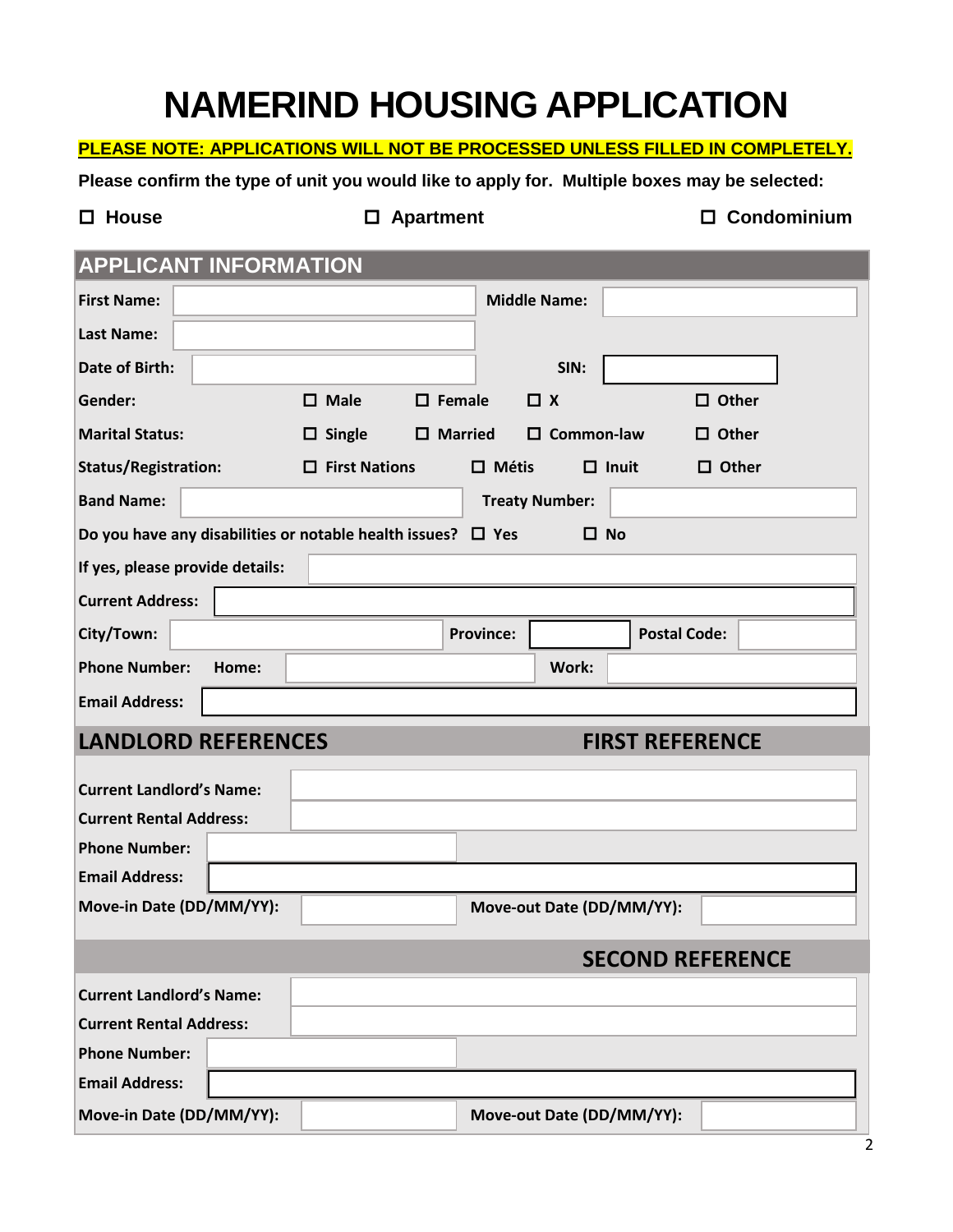# NAMERIND HOUSING APPLICATION

**PLEASE NOTE: APPLICATIONS WILL NOT BE PROCESSED UNLESS FILLED IN COMPLETELY.**

**Please confirm the type of unit you would like to apply for. Multiple boxes may be selected:**

☐ **House** ☐ **Apartment** ☐ **Condominium**

## APPLICANT INFORMATION

**First Name:** ____________ **Middle Name:** ____________

**Last Name:** ____________

**Date of Birth:** ____________ **SIN:** ____________

**Gender:** ☐ Male ☐ Female ☐ X ☐ Other

**Marital Status:** ☐ Single ☐ Married ☐ Common-law ☐ Other

**Status/Registration:** ☐ First Nations ☐ Métis ☐ Inuit ☐ Other

**Band Name:** ____________ **Treaty Number:** ____________

**Do you have any disabilities or notable health issues?** ☐ Yes ☐ No

**If yes, please provide details:** ____________

**Current Address:** ____________

**City/Town:** ____________ **Province:** ____________ **Postal Code:** ____________

**Phone Number:** **Home:** ____________ **Work:** ____________

**Email Address:** ____________

## LANDLORD REFERENCES

### FIRST REFERENCE

**Current Landlord's Name:** ____________

**Current Rental Address:** ____________

**Phone Number:** ____________

**Email Address:** ____________

**Move-in Date (DD/MM/YY):** ____________ **Move-out Date (DD/MM/YY):** ____________

### SECOND REFERENCE

**Current Landlord's Name:** ____________

**Current Rental Address:** ____________

**Phone Number:** ____________

**Email Address:** ____________

**Move-in Date (DD/MM/YY):** ____________ **Move-out Date (DD/MM/YY):** ____________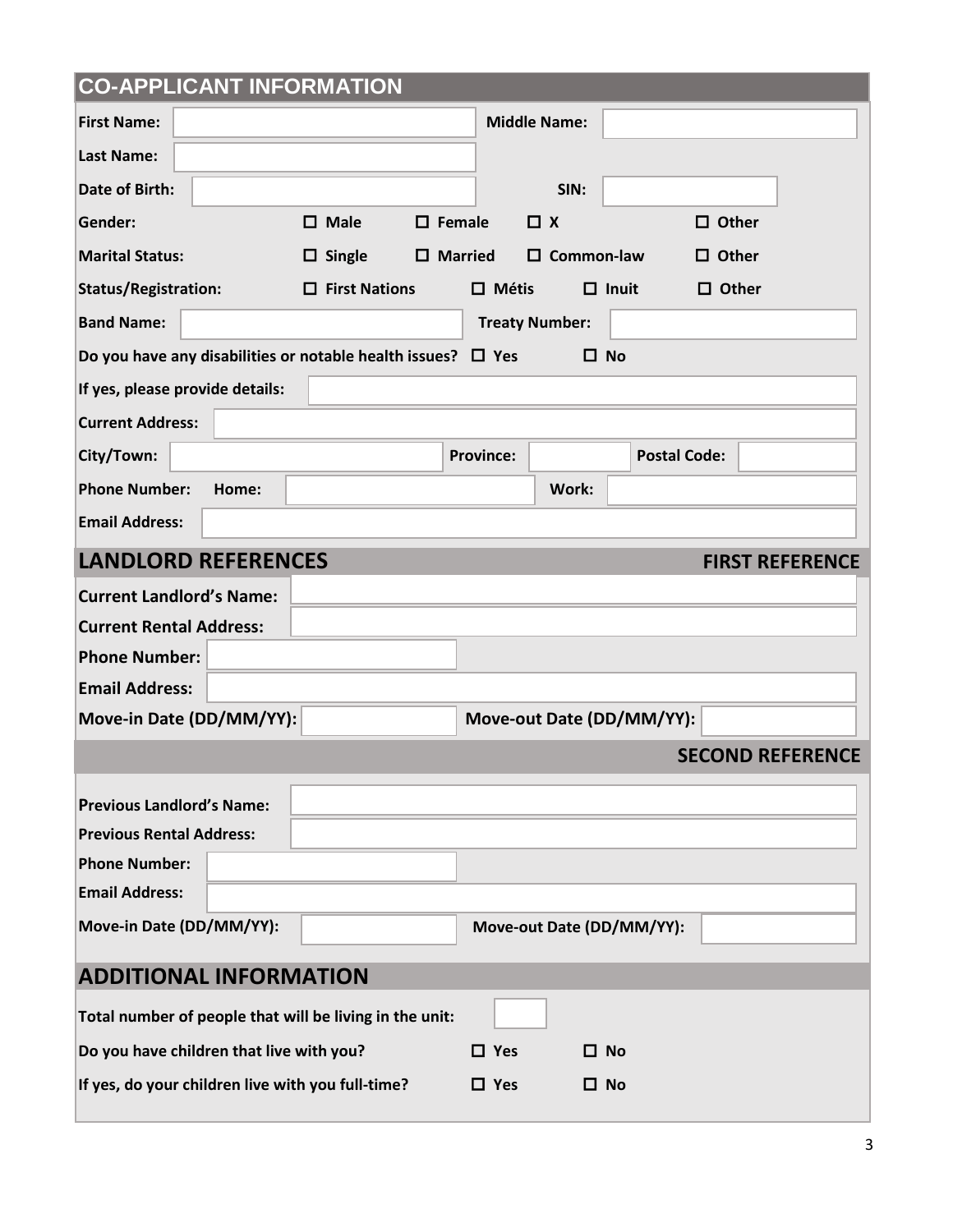## CO-APPLICANT INFORMATION

**First Name:** ______________________ **Middle Name:** ______________________

**Last Name:** ______________________

**Date of Birth:** ______________________ **SIN:** ______________________

**Gender:** ☐ Male ☐ Female ☐ X ☐ Other

**Marital Status:** ☐ Single ☐ Married ☐ Common-law ☐ Other

**Status/Registration:** ☐ First Nations ☐ Métis ☐ Inuit ☐ Other

**Band Name:** ______________________ **Treaty Number:** ______________________

**Do you have any disabilities or notable health issues?** ☐ Yes ☐ No

**If yes, please provide details:** ______________________

**Current Address:** ______________________

**City/Town:** ______________________ **Province:** ____________ **Postal Code:** ____________

**Phone Number:** **Home:** ______________________ **Work:** ______________________

**Email Address:** ______________________

## LANDLORD REFERENCES

### FIRST REFERENCE

**Current Landlord's Name:** ______________________

**Current Rental Address:** ______________________

**Phone Number:** ______________________

**Email Address:** ______________________

**Move-in Date (DD/MM/YY):** ____________ **Move-out Date (DD/MM/YY):** ____________

### SECOND REFERENCE

**Previous Landlord's Name:** ______________________

**Previous Rental Address:** ______________________

**Phone Number:** ______________________

**Email Address:** ______________________

**Move-in Date (DD/MM/YY):** ____________ **Move-out Date (DD/MM/YY):** ____________

## ADDITIONAL INFORMATION

**Total number of people that will be living in the unit:** ______

**Do you have children that live with you?** ☐ Yes ☐ No

**If yes, do your children live with you full-time?** ☐ Yes ☐ No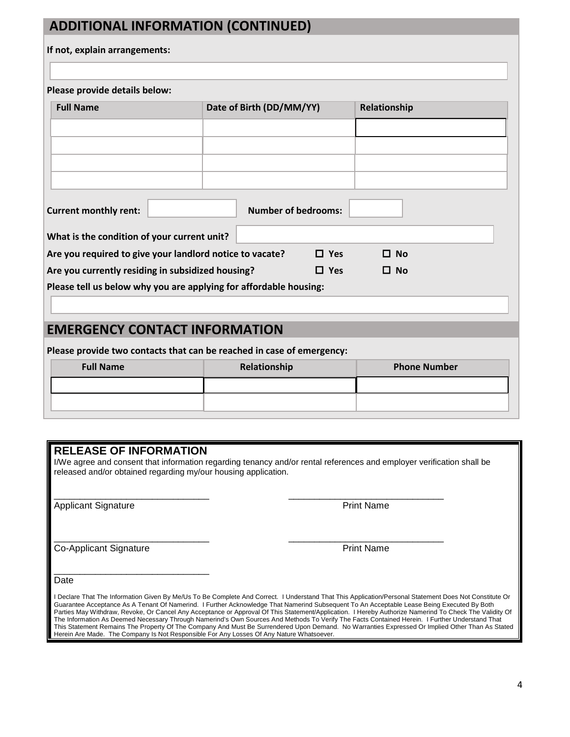## ADDITIONAL INFORMATION (CONTINUED)

**If not, explain arrangements:**

**Please provide details below:**

| Full Name | Date of Birth (DD/MM/YY) | Relationship |
| --- | --- | --- |
| | | |
| | | |
| | | |
| | | |

**Current monthly rent:** ______ **Number of bedrooms:** ______

**What is the condition of your current unit?** ______

**Are you required to give your landlord notice to vacate?** ☐ **Yes** ☐ **No**

**Are you currently residing in subsidized housing?** ☐ **Yes** ☐ **No**

**Please tell us below why you are applying for affordable housing:**

## EMERGENCY CONTACT INFORMATION

**Please provide two contacts that can be reached in case of emergency:**

| Full Name | Relationship | Phone Number |
| --- | --- | --- |
| | | |
| | | |

## RELEASE OF INFORMATION

I/We agree and consent that information regarding tenancy and/or rental references and employer verification shall be released and/or obtained regarding my/our housing application.

_____________________________ _____________________________
Applicant Signature Print Name

_____________________________ _____________________________
Co-Applicant Signature Print Name

_____________________________
Date

I Declare That The Information Given By Me/Us To Be Complete And Correct. I Understand That This Application/Personal Statement Does Not Constitute Or Guarantee Acceptance As A Tenant Of Namerind. I Further Acknowledge That Namerind Subsequent To An Acceptable Lease Being Executed By Both Parties May Withdraw, Revoke, Or Cancel Any Acceptance or Approval Of This Statement/Application. I Hereby Authorize Namerind To Check The Validity Of The Information As Deemed Necessary Through Namerind's Own Sources And Methods To Verify The Facts Contained Herein. I Further Understand That This Statement Remains The Property Of The Company And Must Be Surrendered Upon Demand. No Warranties Expressed Or Implied Other Than As Stated Herein Are Made. The Company Is Not Responsible For Any Losses Of Any Nature Whatsoever.